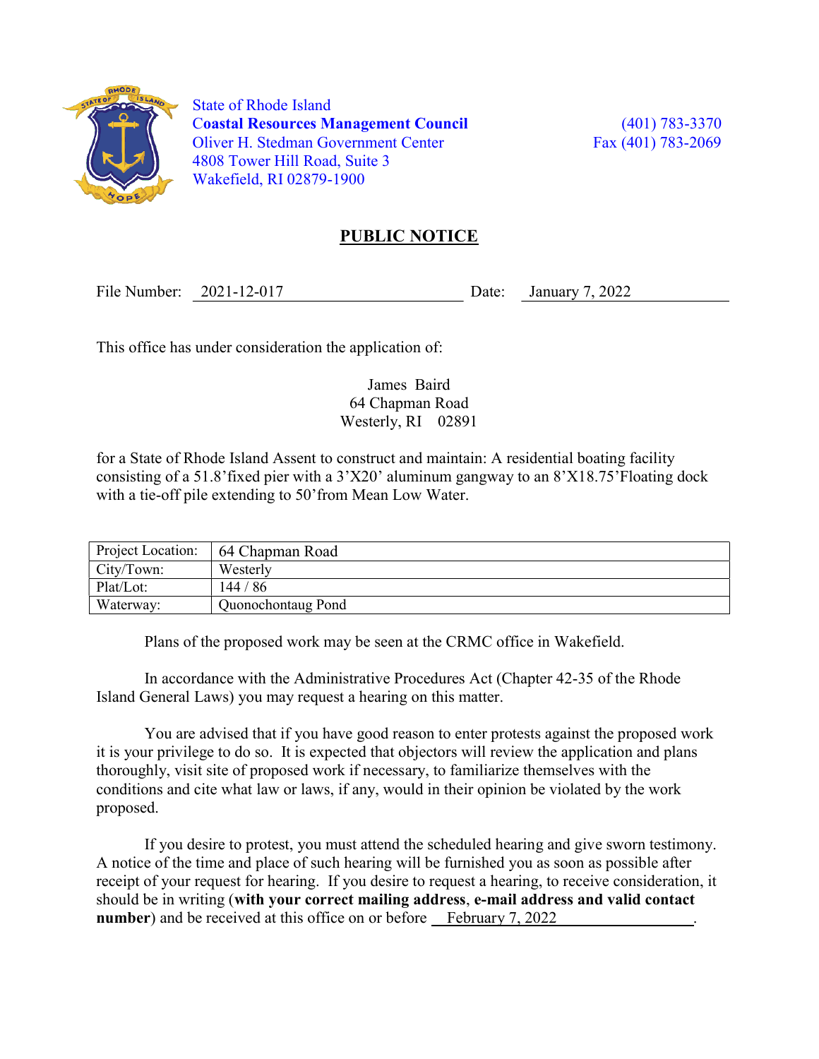State of Rhode Island
**Coastal Resources Management Council**
Oliver H. Stedman Government Center
4808 Tower Hill Road, Suite 3
Wakefield, RI 02879-1900

(401) 783-3370
Fax (401) 783-2069

## PUBLIC NOTICE

File Number: 2021-12-017 Date: January 7, 2022

This office has under consideration the application of:

James Baird
64 Chapman Road
Westerly, RI 02891

for a State of Rhode Island Assent to construct and maintain: A residential boating facility consisting of a 51.8'fixed pier with a 3'X20' aluminum gangway to an 8'X18.75'Floating dock with a tie-off pile extending to 50'from Mean Low Water.

| Project Location: | 64 Chapman Road |
|---|---|
| City/Town: | Westerly |
| Plat/Lot: | 144 / 86 |
| Waterway: | Quonochontaug Pond |

Plans of the proposed work may be seen at the CRMC office in Wakefield.

In accordance with the Administrative Procedures Act (Chapter 42-35 of the Rhode Island General Laws) you may request a hearing on this matter.

You are advised that if you have good reason to enter protests against the proposed work it is your privilege to do so. It is expected that objectors will review the application and plans thoroughly, visit site of proposed work if necessary, to familiarize themselves with the conditions and cite what law or laws, if any, would in their opinion be violated by the work proposed.

If you desire to protest, you must attend the scheduled hearing and give sworn testimony. A notice of the time and place of such hearing will be furnished you as soon as possible after receipt of your request for hearing. If you desire to request a hearing, to receive consideration, it should be in writing (**with your correct mailing address**, **e-mail address and valid contact number**) and be received at this office on or before February 7, 2022.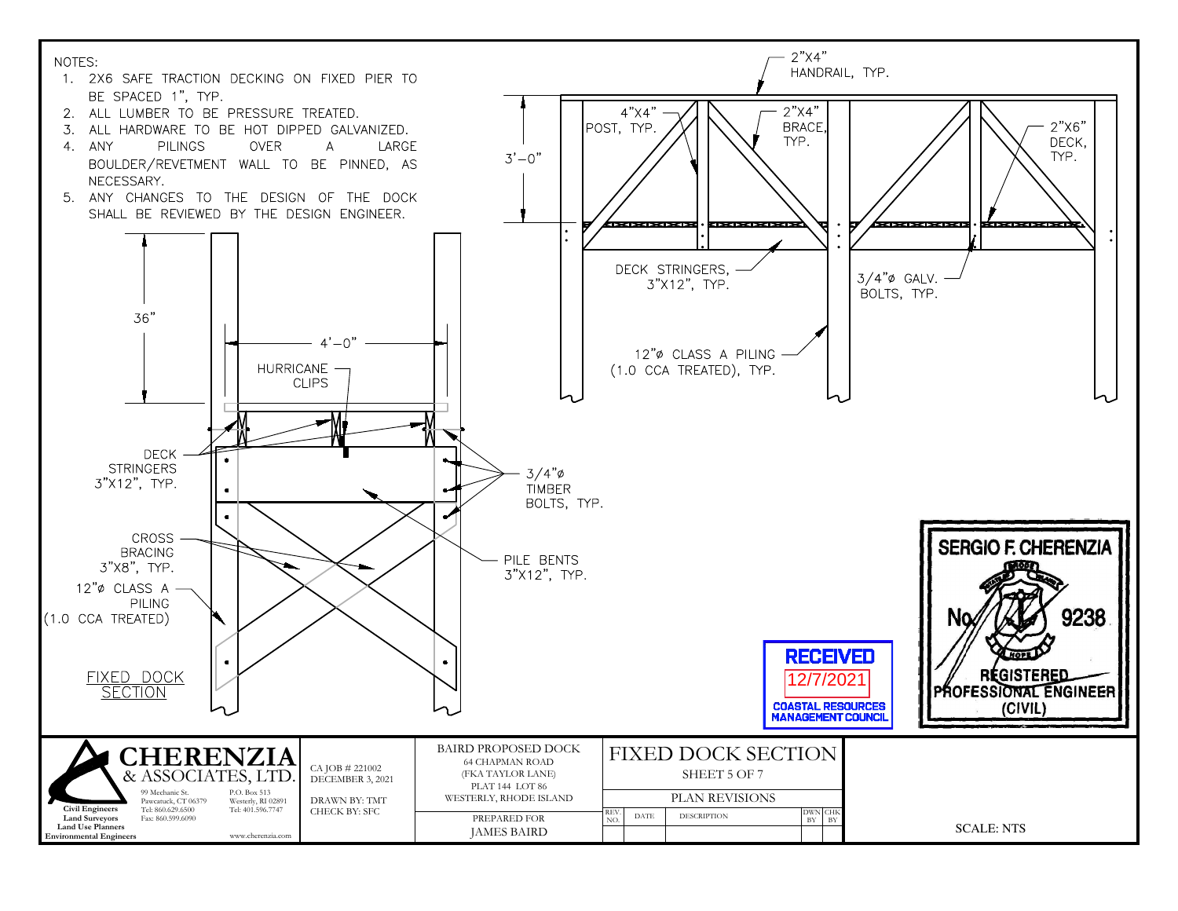NOTES:

1. 2X6 SAFE TRACTION DECKING ON FIXED PIER TO BE SPACED 1", TYP.
2. ALL LUMBER TO BE PRESSURE TREATED.
3. ALL HARDWARE TO BE HOT DIPPED GALVANIZED.
4. ANY PILINGS OVER A LARGE BOULDER/REVETMENT WALL TO BE PINNED, AS NECESSARY.
5. ANY CHANGES TO THE DESIGN OF THE DOCK SHALL BE REVIEWED BY THE DESIGN ENGINEER.

2"X4" HANDRAIL, TYP.

4"X4" POST, TYP.

2"X4" BRACE, TYP.

2"X6" DECK, TYP.

3'–0"

DECK STRINGERS, 3"X12", TYP.

3/4"ø GALV. BOLTS, TYP.

12"ø CLASS A PILING (1.0 CCA TREATED), TYP.

36"

4'–0"

HURRICANE CLIPS

DECK STRINGERS 3"X12", TYP.

3/4"ø TIMBER BOLTS, TYP.

CROSS BRACING 3"X8", TYP.

PILE BENTS 3"X12", TYP.

12"ø CLASS A PILING (1.0 CCA TREATED)

FIXED DOCK SECTION

SERGIO F. CHERENZIA
No. 9238
REGISTERED PROFESSIONAL ENGINEER (CIVIL)

RECEIVED
12/7/2021
COASTAL RESOURCES MANAGEMENT COUNCIL

CHERENZIA & ASSOCIATES, LTD.
Civil Engineers
Land Surveyors
Land Use Planners
Environmental Engineers
99 Mechanic St. Pawcatuck, CT 06379 Tel: 860.629.6500 Fax: 860.599.6090
P.O. Box 513 Westerly, RI 02891 Tel: 401.596.7747
www.cherenzia.com

CA JOB # 221002
DECEMBER 3, 2021

DRAWN BY: TMT
CHECK BY: SFC

BAIRD PROPOSED DOCK
64 CHAPMAN ROAD
(FKA TAYLOR LANE)
PLAT 144 LOT 86
WESTERLY, RHODE ISLAND

PREPARED FOR
JAMES BAIRD

FIXED DOCK SECTION
SHEET 5 OF 7

PLAN REVISIONS

| REV. NO. | DATE | DESCRIPTION | DWN BY | CHK BY |
|---|---|---|---|---|
| | | | | |

SCALE: NTS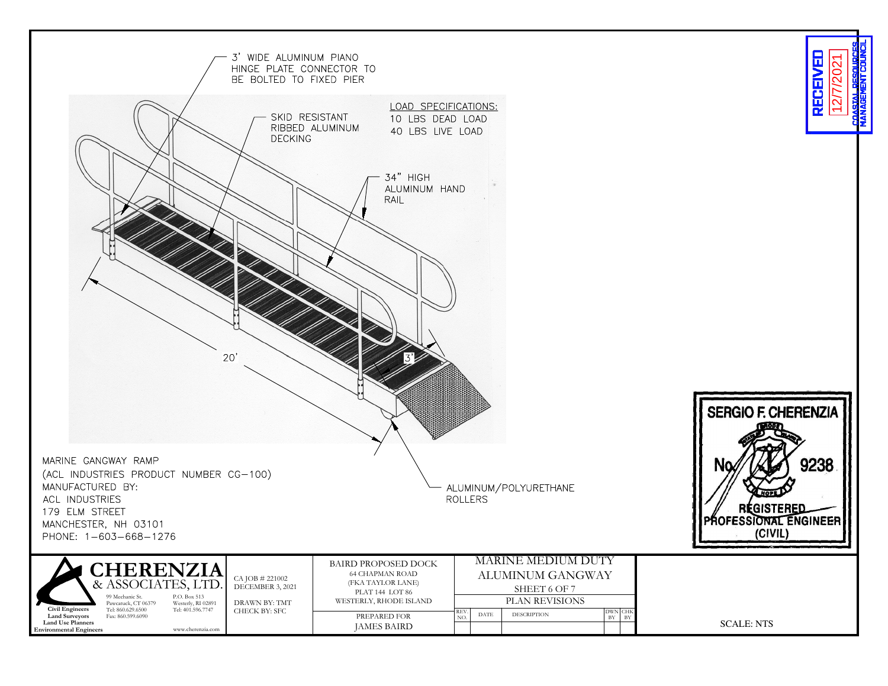3' WIDE ALUMINUM PIANO HINGE PLATE CONNECTOR TO BE BOLTED TO FIXED PIER

SKID RESISTANT RIBBED ALUMINUM DECKING

LOAD SPECIFICATIONS:
10 LBS DEAD LOAD
40 LBS LIVE LOAD

34" HIGH ALUMINUM HAND RAIL

20'

3'

ALUMINUM/POLYURETHANE ROLLERS

MARINE GANGWAY RAMP
(ACL INDUSTRIES PRODUCT NUMBER CG-100)
MANUFACTURED BY:
ACL INDUSTRIES
179 ELM STREET
MANCHESTER, NH 03101
PHONE: 1-603-668-1276

RECEIVED 12/7/2021 COASTAL RESOURCES MANAGEMENT COUNCIL

SERGIO F. CHERENZIA
No. 9238
REGISTERED PROFESSIONAL ENGINEER (CIVIL)

**CHERENZIA & ASSOCIATES, LTD.**
Civil Engineers
Land Surveyors
Land Use Planners
Environmental Engineers
99 Mechanic St. Pawcatuck, CT 06379 Tel: 860.629.6500 Fax: 860.599.6090
P.O. Box 513 Westerly, RI 02891 Tel: 401.596.7747
www.cherenzia.com

CA JOB # 221002
DECEMBER 3, 2021
DRAWN BY: TMT
CHECK BY: SFC

BAIRD PROPOSED DOCK
64 CHAPMAN ROAD
(FKA TAYLOR LANE)
PLAT 144 LOT 86
WESTERLY, RHODE ISLAND

PREPARED FOR
JAMES BAIRD

MARINE MEDIUM DUTY ALUMINUM GANGWAY
SHEET 6 OF 7

PLAN REVISIONS

| REV. NO. | DATE | DESCRIPTION | DWN BY | CHK BY |
|---|---|---|---|---|
| | | | | |

SCALE: NTS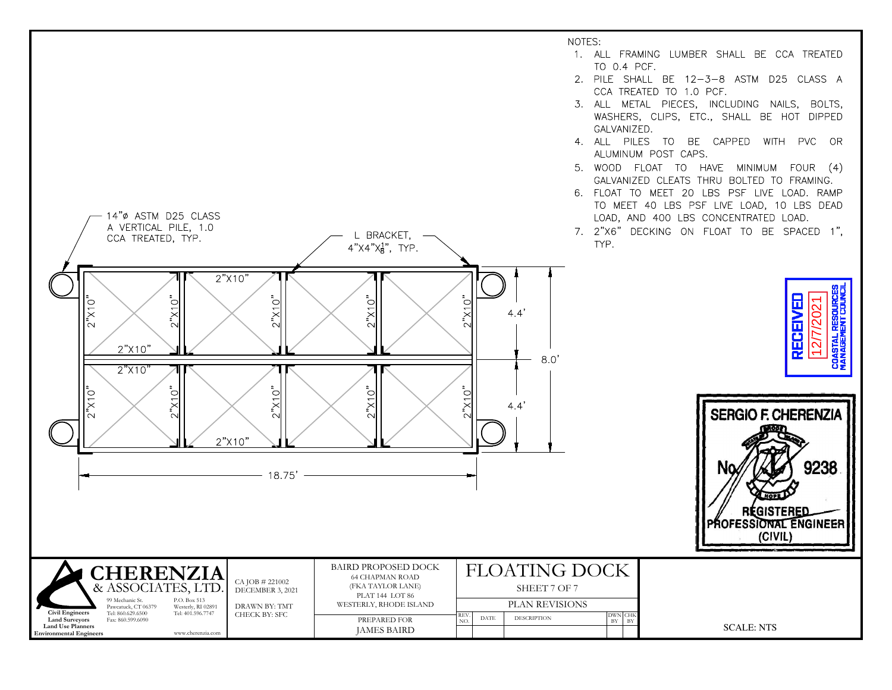NOTES:

1. ALL FRAMING LUMBER SHALL BE CCA TREATED TO 0.4 PCF.
2. PILE SHALL BE 12-3-8 ASTM D25 CLASS A CCA TREATED TO 1.0 PCF.
3. ALL METAL PIECES, INCLUDING NAILS, BOLTS, WASHERS, CLIPS, ETC., SHALL BE HOT DIPPED GALVANIZED.
4. ALL PILES TO BE CAPPED WITH PVC OR ALUMINUM POST CAPS.
5. WOOD FLOAT TO HAVE MINIMUM FOUR (4) GALVANIZED CLEATS THRU BOLTED TO FRAMING.
6. FLOAT TO MEET 20 LBS PSF LIVE LOAD. RAMP TO MEET 40 LBS PSF LIVE LOAD, 10 LBS DEAD LOAD, AND 400 LBS CONCENTRATED LOAD.
7. 2"X6" DECKING ON FLOAT TO BE SPACED 1", TYP.

14"ø ASTM D25 CLASS A VERTICAL PILE, 1.0 CCA TREATED, TYP.

L BRACKET, 4"X4"X$\frac{1}{8}$", TYP.

2"X10"

4.4'

8.0'

18.75'

RECEIVED 12/7/2021 COASTAL RESOURCES MANAGEMENT COUNCIL

SERGIO F. CHERENZIA No. 9238 REGISTERED PROFESSIONAL ENGINEER (CIVIL)

CHERENZIA & ASSOCIATES, LTD.

Civil Engineers
Land Surveyors
Land Use Planners
Environmental Engineers

99 Mechanic St.
Pawcatuck, CT 06379
Tel: 860.629.6500
Fax: 860.599.6090

P.O. Box 513
Westerly, RI 02891
Tel: 401.596.7747

www.cherenzia.com

CA JOB # 221002
DECEMBER 3, 2021

DRAWN BY: TMT
CHECK BY: SFC

BAIRD PROPOSED DOCK
64 CHAPMAN ROAD
(FKA TAYLOR LANE)
PLAT 144 LOT 86
WESTERLY, RHODE ISLAND

PREPARED FOR
JAMES BAIRD

FLOATING DOCK

SHEET 7 OF 7

PLAN REVISIONS

| REV. NO. | DATE | DESCRIPTION | DWN BY | CHK BY |
|---|---|---|---|---|
| | | | | |

SCALE: NTS